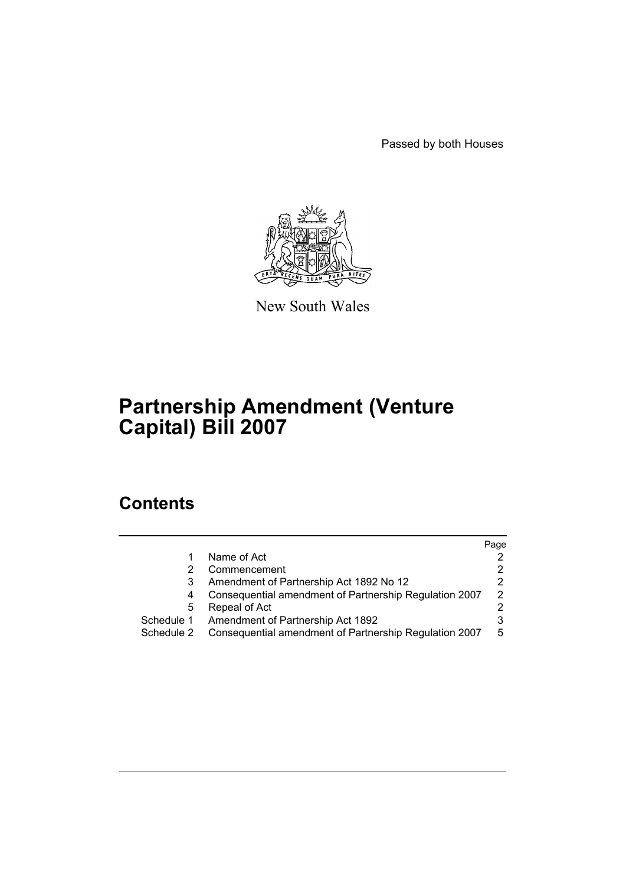Passed by both Houses

New South Wales

# Partnership Amendment (Venture Capital) Bill 2007

## Contents

| | | Page |
|---|---|---|
| 1 | Name of Act | 2 |
| 2 | Commencement | 2 |
| 3 | Amendment of Partnership Act 1892 No 12 | 2 |
| 4 | Consequential amendment of Partnership Regulation 2007 | 2 |
| 5 | Repeal of Act | 2 |
| Schedule 1 | Amendment of Partnership Act 1892 | 3 |
| Schedule 2 | Consequential amendment of Partnership Regulation 2007 | 5 |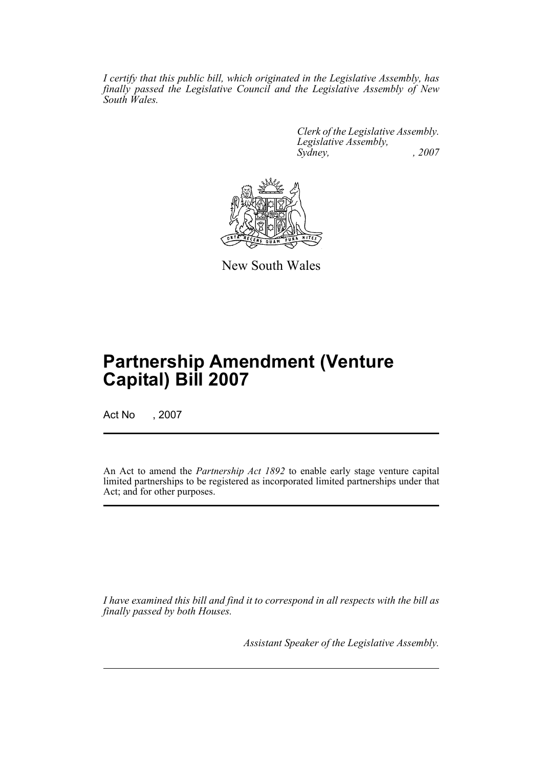*I certify that this public bill, which originated in the Legislative Assembly, has finally passed the Legislative Council and the Legislative Assembly of New South Wales.*

*Clerk of the Legislative Assembly.*
*Legislative Assembly,*
*Sydney, , 2007*

New South Wales

# Partnership Amendment (Venture Capital) Bill 2007

Act No , 2007

An Act to amend the *Partnership Act 1892* to enable early stage venture capital limited partnerships to be registered as incorporated limited partnerships under that Act; and for other purposes.

*I have examined this bill and find it to correspond in all respects with the bill as finally passed by both Houses.*

*Assistant Speaker of the Legislative Assembly.*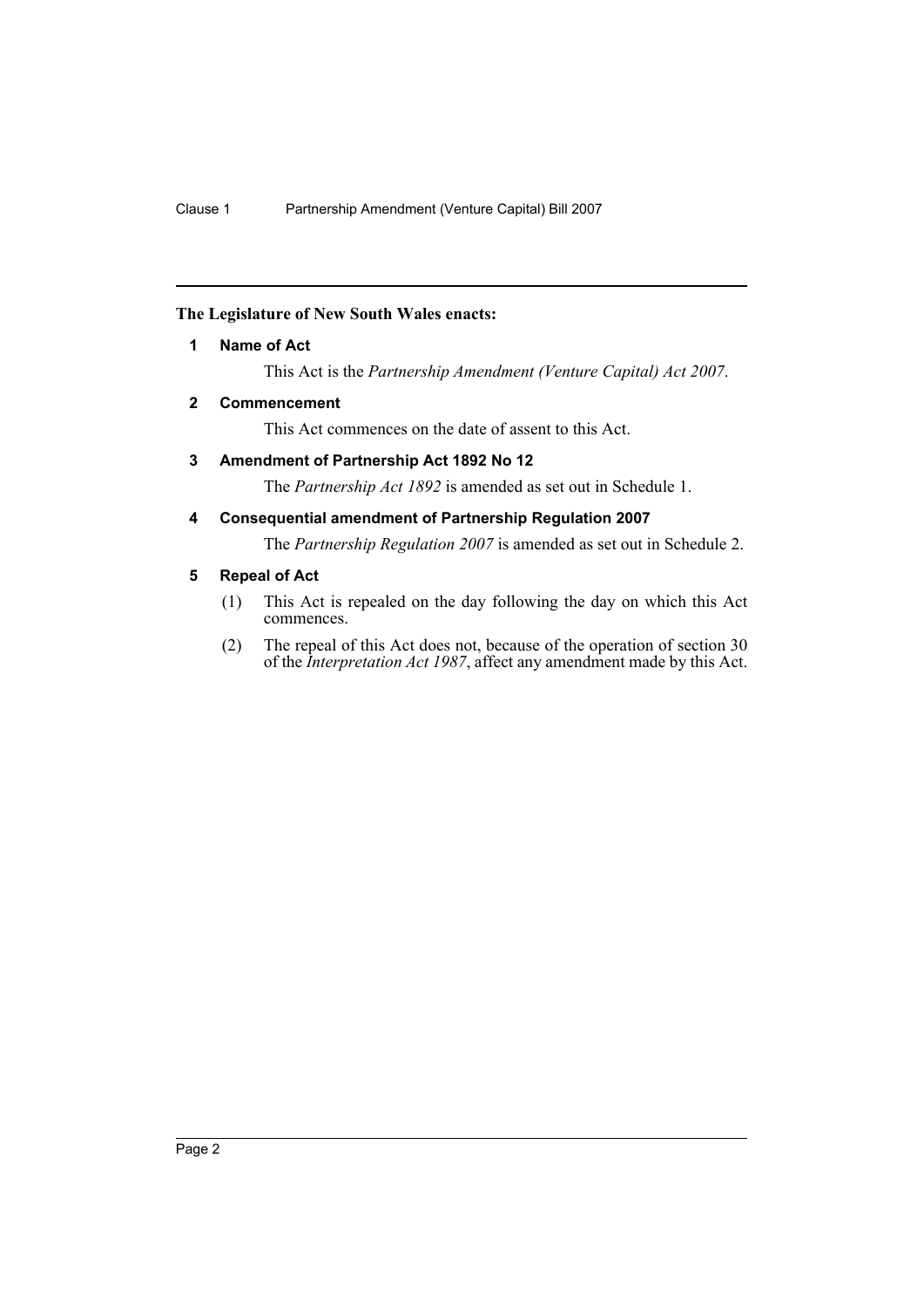**The Legislature of New South Wales enacts:**

**1 Name of Act**

This Act is the *Partnership Amendment (Venture Capital) Act 2007*.

**2 Commencement**

This Act commences on the date of assent to this Act.

**3 Amendment of Partnership Act 1892 No 12**

The *Partnership Act 1892* is amended as set out in Schedule 1.

**4 Consequential amendment of Partnership Regulation 2007**

The *Partnership Regulation 2007* is amended as set out in Schedule 2.

**5 Repeal of Act**

(1) This Act is repealed on the day following the day on which this Act commences.

(2) The repeal of this Act does not, because of the operation of section 30 of the *Interpretation Act 1987*, affect any amendment made by this Act.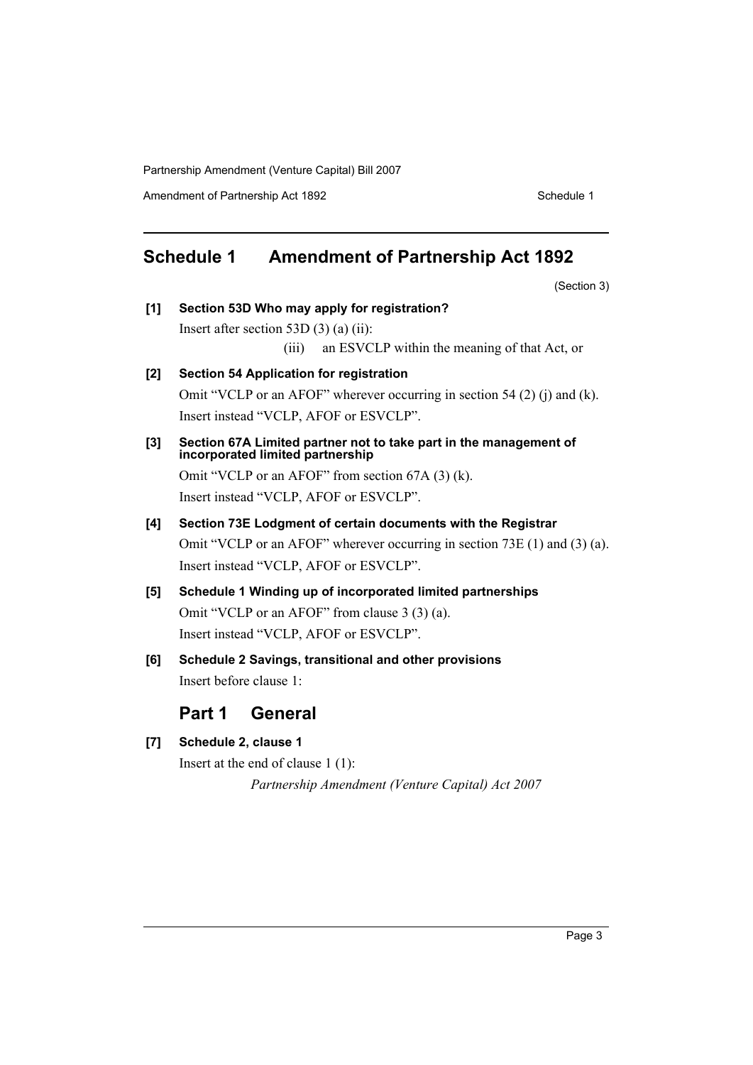## Schedule 1 Amendment of Partnership Act 1892

(Section 3)

**[1] Section 53D Who may apply for registration?**

Insert after section 53D (3) (a) (ii):

(iii) an ESVCLP within the meaning of that Act, or

**[2] Section 54 Application for registration**

Omit "VCLP or an AFOF" wherever occurring in section 54 (2) (j) and (k).

Insert instead "VCLP, AFOF or ESVCLP".

**[3] Section 67A Limited partner not to take part in the management of incorporated limited partnership**

Omit "VCLP or an AFOF" from section 67A (3) (k).

Insert instead "VCLP, AFOF or ESVCLP".

**[4] Section 73E Lodgment of certain documents with the Registrar**

Omit "VCLP or an AFOF" wherever occurring in section 73E (1) and (3) (a).

Insert instead "VCLP, AFOF or ESVCLP".

**[5] Schedule 1 Winding up of incorporated limited partnerships**

Omit "VCLP or an AFOF" from clause 3 (3) (a).

Insert instead "VCLP, AFOF or ESVCLP".

**[6] Schedule 2 Savings, transitional and other provisions**

Insert before clause 1:

### Part 1 General

**[7] Schedule 2, clause 1**

Insert at the end of clause 1 (1):

*Partnership Amendment (Venture Capital) Act 2007*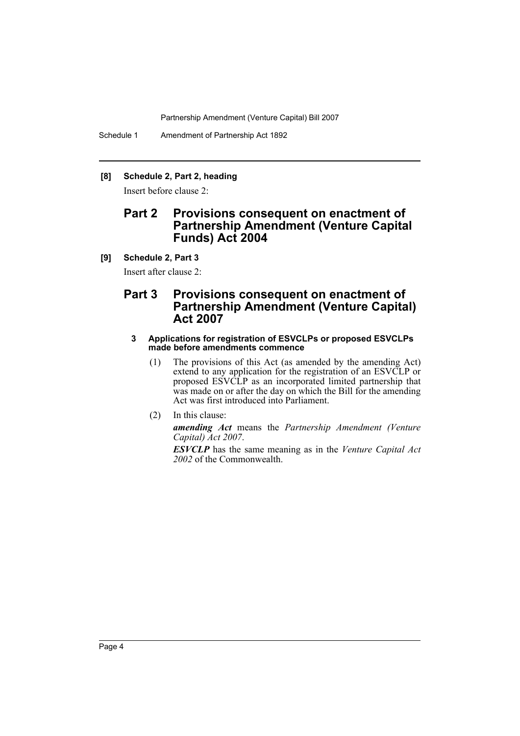**[8] Schedule 2, Part 2, heading**

Insert before clause 2:

## Part 2 Provisions consequent on enactment of Partnership Amendment (Venture Capital Funds) Act 2004

**[9] Schedule 2, Part 3**

Insert after clause 2:

## Part 3 Provisions consequent on enactment of Partnership Amendment (Venture Capital) Act 2007

#### 3 Applications for registration of ESVCLPs or proposed ESVCLPs made before amendments commence

(1) The provisions of this Act (as amended by the amending Act) extend to any application for the registration of an ESVCLP or proposed ESVCLP as an incorporated limited partnership that was made on or after the day on which the Bill for the amending Act was first introduced into Parliament.

(2) In this clause:

***amending Act*** means the *Partnership Amendment (Venture Capital) Act 2007*.

***ESVCLP*** has the same meaning as in the *Venture Capital Act 2002* of the Commonwealth.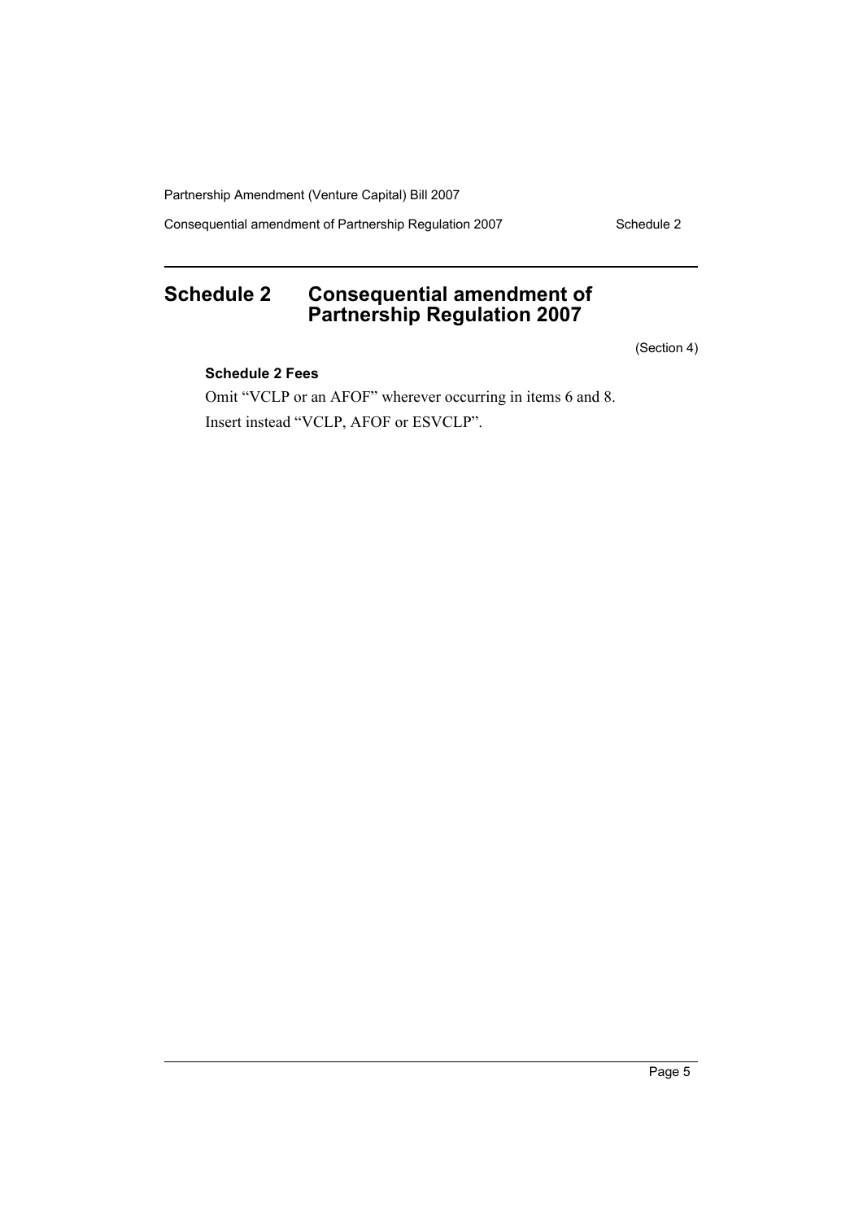# Schedule 2 Consequential amendment of Partnership Regulation 2007

(Section 4)

**Schedule 2 Fees**

Omit "VCLP or an AFOF" wherever occurring in items 6 and 8.

Insert instead "VCLP, AFOF or ESVCLP".